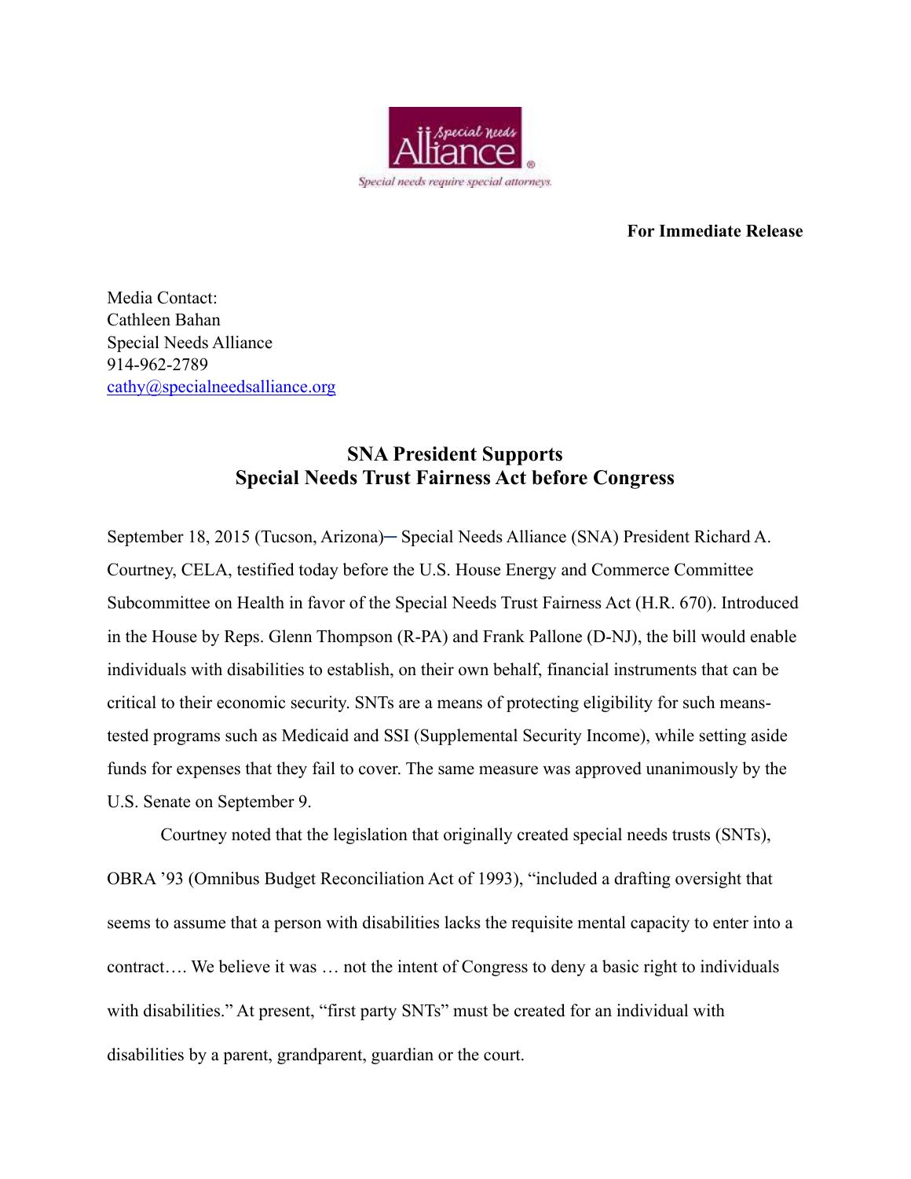**For Immediate Release**

Media Contact:
Cathleen Bahan
Special Needs Alliance
914-962-2789
cathy@specialneedsalliance.org

## SNA President Supports Special Needs Trust Fairness Act before Congress

September 18, 2015 (Tucson, Arizona)─ Special Needs Alliance (SNA) President Richard A. Courtney, CELA, testified today before the U.S. House Energy and Commerce Committee Subcommittee on Health in favor of the Special Needs Trust Fairness Act (H.R. 670). Introduced in the House by Reps. Glenn Thompson (R-PA) and Frank Pallone (D-NJ), the bill would enable individuals with disabilities to establish, on their own behalf, financial instruments that can be critical to their economic security. SNTs are a means of protecting eligibility for such means-tested programs such as Medicaid and SSI (Supplemental Security Income), while setting aside funds for expenses that they fail to cover. The same measure was approved unanimously by the U.S. Senate on September 9.

Courtney noted that the legislation that originally created special needs trusts (SNTs), OBRA '93 (Omnibus Budget Reconciliation Act of 1993), "included a drafting oversight that seems to assume that a person with disabilities lacks the requisite mental capacity to enter into a contract…. We believe it was … not the intent of Congress to deny a basic right to individuals with disabilities." At present, "first party SNTs" must be created for an individual with disabilities by a parent, grandparent, guardian or the court.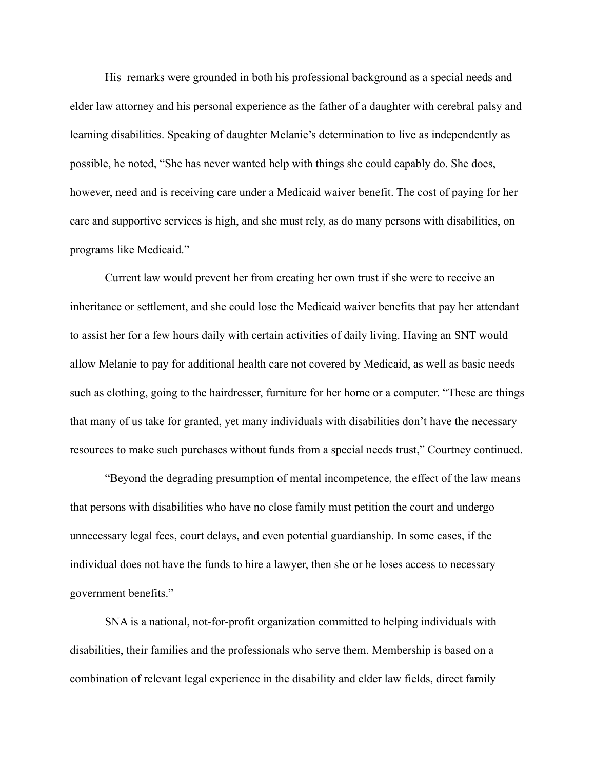His remarks were grounded in both his professional background as a special needs and elder law attorney and his personal experience as the father of a daughter with cerebral palsy and learning disabilities. Speaking of daughter Melanie's determination to live as independently as possible, he noted, "She has never wanted help with things she could capably do. She does, however, need and is receiving care under a Medicaid waiver benefit. The cost of paying for her care and supportive services is high, and she must rely, as do many persons with disabilities, on programs like Medicaid."

Current law would prevent her from creating her own trust if she were to receive an inheritance or settlement, and she could lose the Medicaid waiver benefits that pay her attendant to assist her for a few hours daily with certain activities of daily living. Having an SNT would allow Melanie to pay for additional health care not covered by Medicaid, as well as basic needs such as clothing, going to the hairdresser, furniture for her home or a computer. "These are things that many of us take for granted, yet many individuals with disabilities don't have the necessary resources to make such purchases without funds from a special needs trust," Courtney continued.

"Beyond the degrading presumption of mental incompetence, the effect of the law means that persons with disabilities who have no close family must petition the court and undergo unnecessary legal fees, court delays, and even potential guardianship. In some cases, if the individual does not have the funds to hire a lawyer, then she or he loses access to necessary government benefits."

SNA is a national, not-for-profit organization committed to helping individuals with disabilities, their families and the professionals who serve them. Membership is based on a combination of relevant legal experience in the disability and elder law fields, direct family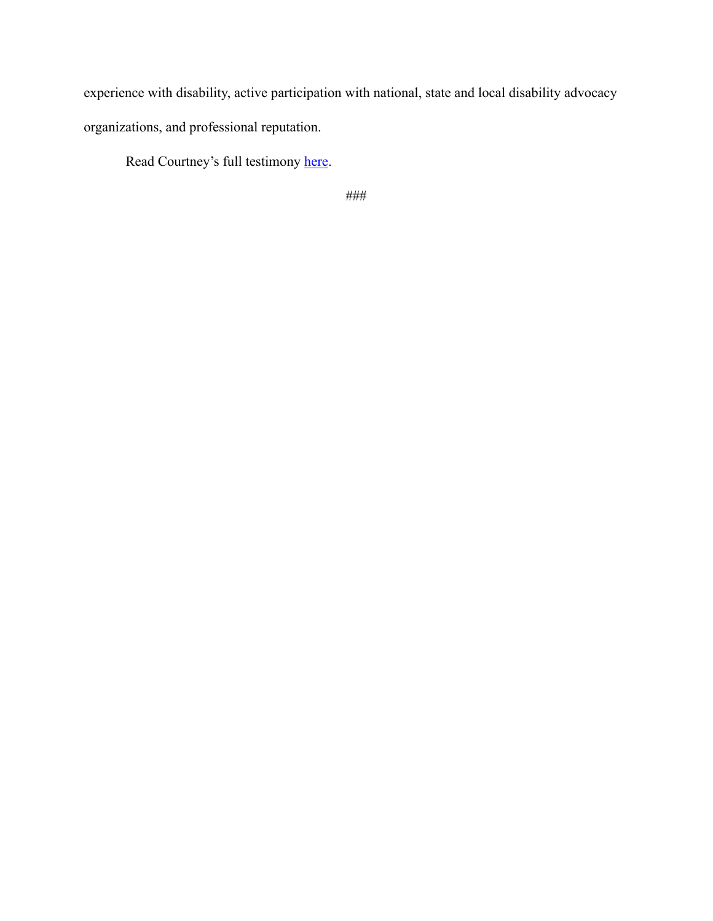experience with disability, active participation with national, state and local disability advocacy organizations, and professional reputation.

Read Courtney's full testimony here.

###